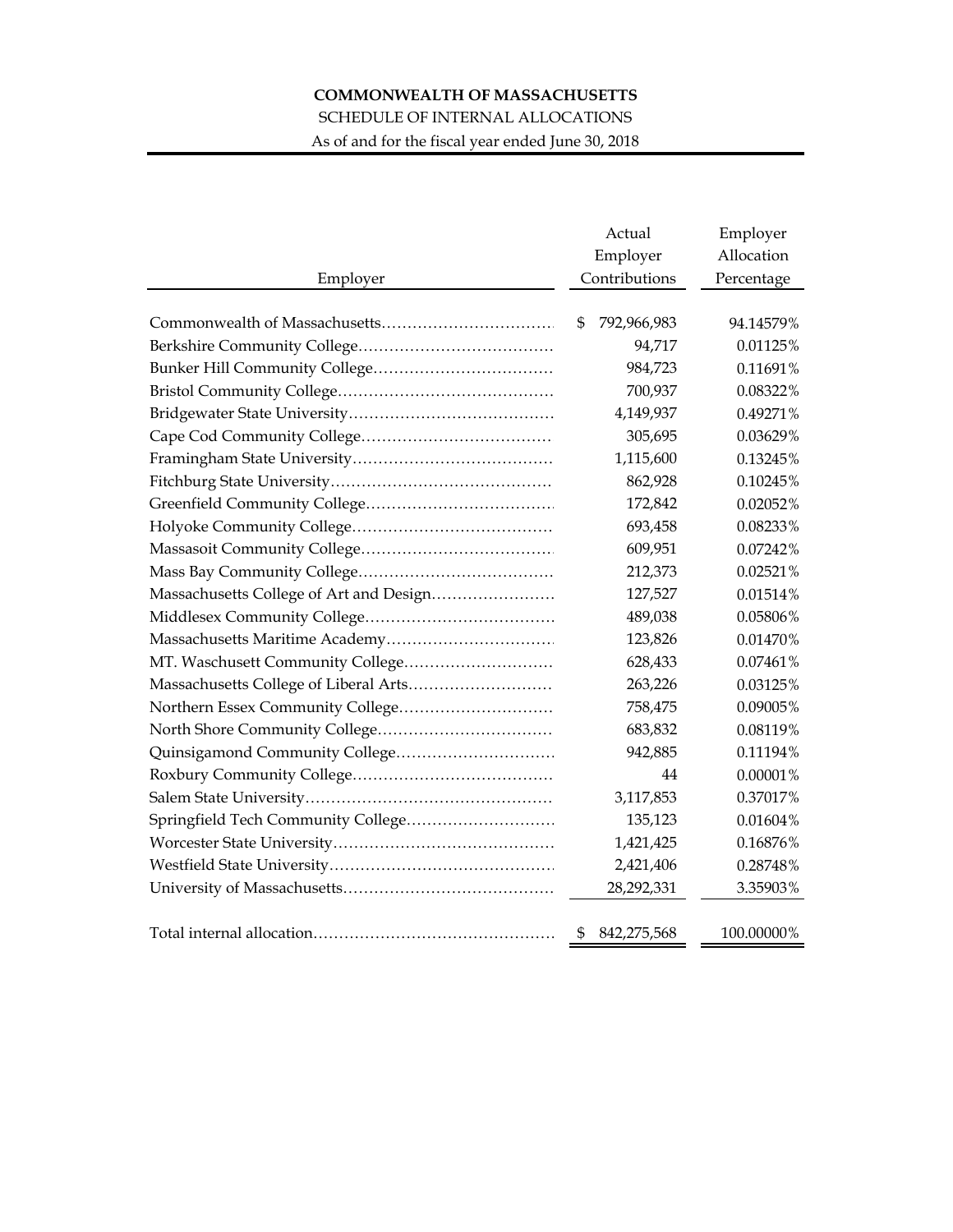**COMMONWEALTH OF MASSACHUSETTS**

SCHEDULE OF INTERNAL ALLOCATIONS

As of and for the fiscal year ended June 30, 2018

| Employer | Actual Employer Contributions | Employer Allocation Percentage |
|---|---|---|
| Commonwealth of Massachusetts | $ 792,966,983 | 94.14579% |
| Berkshire Community College | 94,717 | 0.01125% |
| Bunker Hill Community College | 984,723 | 0.11691% |
| Bristol Community College | 700,937 | 0.08322% |
| Bridgewater State University | 4,149,937 | 0.49271% |
| Cape Cod Community College | 305,695 | 0.03629% |
| Framingham State University | 1,115,600 | 0.13245% |
| Fitchburg State University | 862,928 | 0.10245% |
| Greenfield Community College | 172,842 | 0.02052% |
| Holyoke Community College | 693,458 | 0.08233% |
| Massasoit Community College | 609,951 | 0.07242% |
| Mass Bay Community College | 212,373 | 0.02521% |
| Massachusetts College of Art and Design | 127,527 | 0.01514% |
| Middlesex Community College | 489,038 | 0.05806% |
| Massachusetts Maritime Academy | 123,826 | 0.01470% |
| MT. Waschusett Community College | 628,433 | 0.07461% |
| Massachusetts College of Liberal Arts | 263,226 | 0.03125% |
| Northern Essex Community College | 758,475 | 0.09005% |
| North Shore Community College | 683,832 | 0.08119% |
| Quinsigamond Community College | 942,885 | 0.11194% |
| Roxbury Community College | 44 | 0.00001% |
| Salem State University | 3,117,853 | 0.37017% |
| Springfield Tech Community College | 135,123 | 0.01604% |
| Worcester State University | 1,421,425 | 0.16876% |
| Westfield State University | 2,421,406 | 0.28748% |
| University of Massachusetts | 28,292,331 | 3.35903% |
| Total internal allocation | $ 842,275,568 | 100.00000% |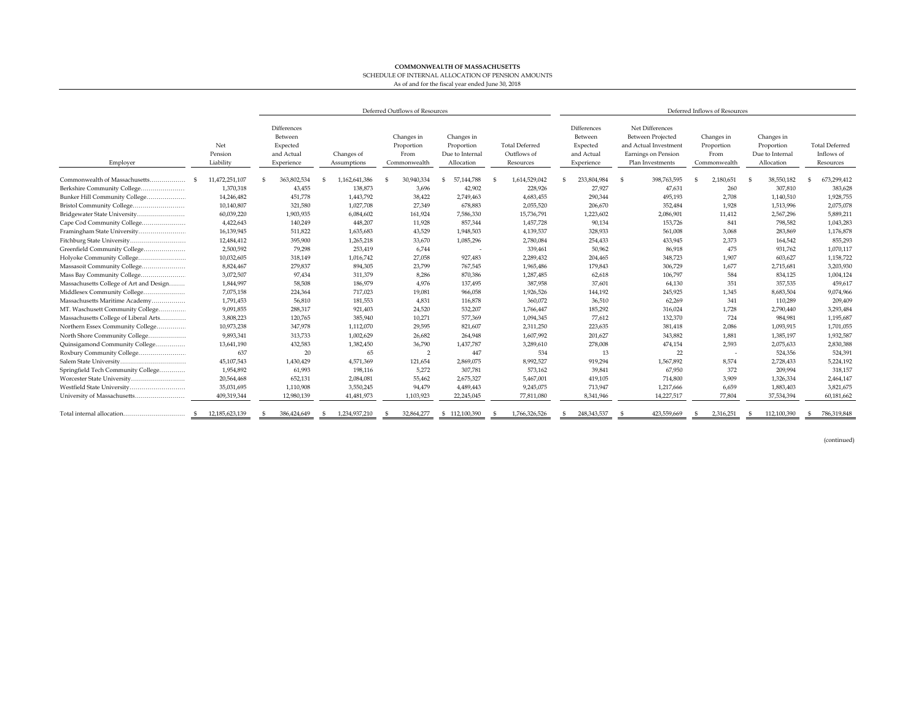**COMMONWEALTH OF MASSACHUSETTS**
SCHEDULE OF INTERNAL ALLOCATION OF PENSION AMOUNTS
As of and for the fiscal year ended June 30, 2018

| | | Deferred Outflows of Resources | | | | | Deferred Inflows of Resources | | | | |
|---|---|---|---|---|---|---|---|---|---|---|---|
| Employer | Net Pension Liability | Differences Between Expected and Actual Experience | Changes of Assumptions | Changes in Proportion From Commonwealth | Changes in Proportion Due to Internal Allocation | Total Deferred Outflows of Resources | Differences Between Expected and Actual Experience | Net Differences Between Projected and Actual Investment Earnings on Pension Plan Investments | Changes in Proportion From Commonwealth | Changes in Proportion Due to Internal Allocation | Total Deferred Inflows of Resources |
| Commonwealth of Massachusetts | $ 11,472,251,107 | $ 363,802,534 | $ 1,162,641,386 | $ 30,940,334 | $ 57,144,788 | $ 1,614,529,042 | $ 233,804,984 | $ 398,763,595 | $ 2,180,651 | $ 38,550,182 | $ 673,299,412 |
| Berkshire Community College | 1,370,318 | 43,455 | 138,873 | 3,696 | 42,902 | 228,926 | 27,927 | 47,631 | 260 | 307,810 | 383,628 |
| Bunker Hill Community College | 14,246,482 | 451,778 | 1,443,792 | 38,422 | 2,749,463 | 4,683,455 | 290,344 | 495,193 | 2,708 | 1,140,510 | 1,928,755 |
| Bristol Community College | 10,140,807 | 321,580 | 1,027,708 | 27,349 | 678,883 | 2,055,520 | 206,670 | 352,484 | 1,928 | 1,513,996 | 2,075,078 |
| Bridgewater State University | 60,039,220 | 1,903,935 | 6,084,602 | 161,924 | 7,586,330 | 15,736,791 | 1,223,602 | 2,086,901 | 11,412 | 2,567,296 | 5,889,211 |
| Cape Cod Community College | 4,422,643 | 140,249 | 448,207 | 11,928 | 857,344 | 1,457,728 | 90,134 | 153,726 | 841 | 798,582 | 1,043,283 |
| Framingham State University | 16,139,945 | 511,822 | 1,635,683 | 43,529 | 1,948,503 | 4,139,537 | 328,933 | 561,008 | 3,068 | 283,869 | 1,176,878 |
| Fitchburg State University | 12,484,412 | 395,900 | 1,265,218 | 33,670 | 1,085,296 | 2,780,084 | 254,433 | 433,945 | 2,373 | 164,542 | 855,293 |
| Greenfield Community College | 2,500,592 | 79,298 | 253,419 | 6,744 | - | 339,461 | 50,962 | 86,918 | 475 | 931,762 | 1,070,117 |
| Holyoke Community College | 10,032,605 | 318,149 | 1,016,742 | 27,058 | 927,483 | 2,289,432 | 204,465 | 348,723 | 1,907 | 603,627 | 1,158,722 |
| Massasoit Community College | 8,824,467 | 279,837 | 894,305 | 23,799 | 767,545 | 1,965,486 | 179,843 | 306,729 | 1,677 | 2,715,681 | 3,203,930 |
| Mass Bay Community College | 3,072,507 | 97,434 | 311,379 | 8,286 | 870,386 | 1,287,485 | 62,618 | 106,797 | 584 | 834,125 | 1,004,124 |
| Massachusetts College of Art and Design | 1,844,997 | 58,508 | 186,979 | 4,976 | 137,495 | 387,958 | 37,601 | 64,130 | 351 | 357,535 | 459,617 |
| Middlesex Community College | 7,075,158 | 224,364 | 717,023 | 19,081 | 966,058 | 1,926,526 | 144,192 | 245,925 | 1,345 | 8,683,504 | 9,074,966 |
| Massachusetts Maritime Academy | 1,791,453 | 56,810 | 181,553 | 4,831 | 116,878 | 360,072 | 36,510 | 62,269 | 341 | 110,289 | 209,409 |
| MT. Waschusett Community College | 9,091,855 | 288,317 | 921,403 | 24,520 | 532,207 | 1,766,447 | 185,292 | 316,024 | 1,728 | 2,790,440 | 3,293,484 |
| Massachusetts College of Liberal Arts | 3,808,223 | 120,765 | 385,940 | 10,271 | 577,369 | 1,094,345 | 77,612 | 132,370 | 724 | 984,981 | 1,195,687 |
| Northern Essex Community College | 10,973,238 | 347,978 | 1,112,070 | 29,595 | 821,607 | 2,311,250 | 223,635 | 381,418 | 2,086 | 1,093,915 | 1,701,055 |
| North Shore Community College | 9,893,341 | 313,733 | 1,002,629 | 26,682 | 264,948 | 1,607,992 | 201,627 | 343,882 | 1,881 | 1,385,197 | 1,932,587 |
| Quinsigamond Community College | 13,641,190 | 432,583 | 1,382,450 | 36,790 | 1,437,787 | 3,289,610 | 278,008 | 474,154 | 2,593 | 2,075,633 | 2,830,388 |
| Roxbury Community College | 637 | 20 | 65 | 2 | 447 | 534 | 13 | 22 | - | 524,356 | 524,391 |
| Salem State University | 45,107,543 | 1,430,429 | 4,571,369 | 121,654 | 2,869,075 | 8,992,527 | 919,294 | 1,567,892 | 8,574 | 2,728,433 | 5,224,192 |
| Springfield Tech Community College | 1,954,892 | 61,993 | 198,116 | 5,272 | 307,781 | 573,162 | 39,841 | 67,950 | 372 | 209,994 | 318,157 |
| Worcester State University | 20,564,468 | 652,131 | 2,084,081 | 55,462 | 2,675,327 | 5,467,001 | 419,105 | 714,800 | 3,909 | 1,326,334 | 2,464,147 |
| Westfield State University | 35,031,695 | 1,110,908 | 3,550,245 | 94,479 | 4,489,443 | 9,245,075 | 713,947 | 1,217,666 | 6,659 | 1,883,403 | 3,821,675 |
| University of Massachusetts | 409,319,344 | 12,980,139 | 41,481,973 | 1,103,923 | 22,245,045 | 77,811,080 | 8,341,946 | 14,227,517 | 77,804 | 37,534,394 | 60,181,662 |
| Total internal allocation | $ 12,185,623,139 | $ 386,424,649 | $ 1,234,937,210 | $ 32,864,277 | $ 112,100,390 | $ 1,766,326,526 | $ 248,343,537 | $ 423,559,669 | $ 2,316,251 | $ 112,100,390 | $ 786,319,848 |

(continued)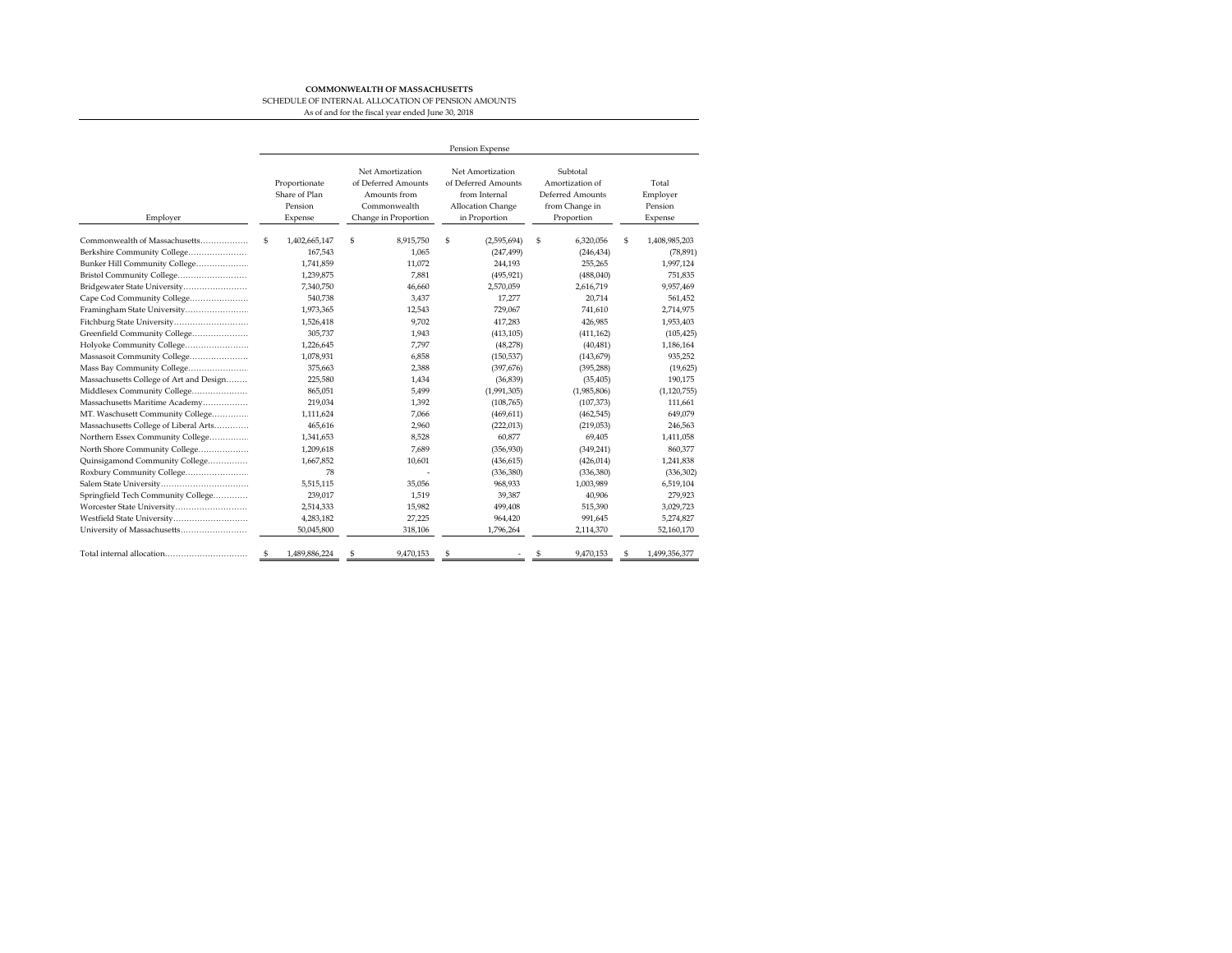**COMMONWEALTH OF MASSACHUSETTS**

SCHEDULE OF INTERNAL ALLOCATION OF PENSION AMOUNTS

As of and for the fiscal year ended June 30, 2018

| | Pension Expense | | | | |
|---|---|---|---|---|---|
| Employer | Proportionate Share of Plan Pension Expense | Net Amortization of Deferred Amounts Amounts from Commonwealth Change in Proportion | Net Amortization of Deferred Amounts from Internal Allocation Change in Proportion | Subtotal Amortization of Deferred Amounts from Change in Proportion | Total Employer Pension Expense |
| Commonwealth of Massachusetts | $ 1,402,665,147 | $ 8,915,750 | $ (2,595,694) | $ 6,320,056 | $ 1,408,985,203 |
| Berkshire Community College | 167,543 | 1,065 | (247,499) | (246,434) | (78,891) |
| Bunker Hill Community College | 1,741,859 | 11,072 | 244,193 | 255,265 | 1,997,124 |
| Bristol Community College | 1,239,875 | 7,881 | (495,921) | (488,040) | 751,835 |
| Bridgewater State University | 7,340,750 | 46,660 | 2,570,059 | 2,616,719 | 9,957,469 |
| Cape Cod Community College | 540,738 | 3,437 | 17,277 | 20,714 | 561,452 |
| Framingham State University | 1,973,365 | 12,543 | 729,067 | 741,610 | 2,714,975 |
| Fitchburg State University | 1,526,418 | 9,702 | 417,283 | 426,985 | 1,953,403 |
| Greenfield Community College | 305,737 | 1,943 | (413,105) | (411,162) | (105,425) |
| Holyoke Community College | 1,226,645 | 7,797 | (48,278) | (40,481) | 1,186,164 |
| Massasoit Community College | 1,078,931 | 6,858 | (150,537) | (143,679) | 935,252 |
| Mass Bay Community College | 375,663 | 2,388 | (397,676) | (395,288) | (19,625) |
| Massachusetts College of Art and Design | 225,580 | 1,434 | (36,839) | (35,405) | 190,175 |
| Middlesex Community College | 865,051 | 5,499 | (1,991,305) | (1,985,806) | (1,120,755) |
| Massachusetts Maritime Academy | 219,034 | 1,392 | (108,765) | (107,373) | 111,661 |
| MT. Waschusett Community College | 1,111,624 | 7,066 | (469,611) | (462,545) | 649,079 |
| Massachusetts College of Liberal Arts | 465,616 | 2,960 | (222,013) | (219,053) | 246,563 |
| Northern Essex Community College | 1,341,653 | 8,528 | 60,877 | 69,405 | 1,411,058 |
| North Shore Community College | 1,209,618 | 7,689 | (356,930) | (349,241) | 860,377 |
| Quinsigamond Community College | 1,667,852 | 10,601 | (436,615) | (426,014) | 1,241,838 |
| Roxbury Community College | 78 | - | (336,380) | (336,380) | (336,302) |
| Salem State University | 5,515,115 | 35,056 | 968,933 | 1,003,989 | 6,519,104 |
| Springfield Tech Community College | 239,017 | 1,519 | 39,387 | 40,906 | 279,923 |
| Worcester State University | 2,514,333 | 15,982 | 499,408 | 515,390 | 3,029,723 |
| Westfield State University | 4,283,182 | 27,225 | 964,420 | 991,645 | 5,274,827 |
| University of Massachusetts | 50,045,800 | 318,106 | 1,796,264 | 2,114,370 | 52,160,170 |
| Total internal allocation | $ 1,489,886,224 | $ 9,470,153 | $ - | $ 9,470,153 | $ 1,499,356,377 |